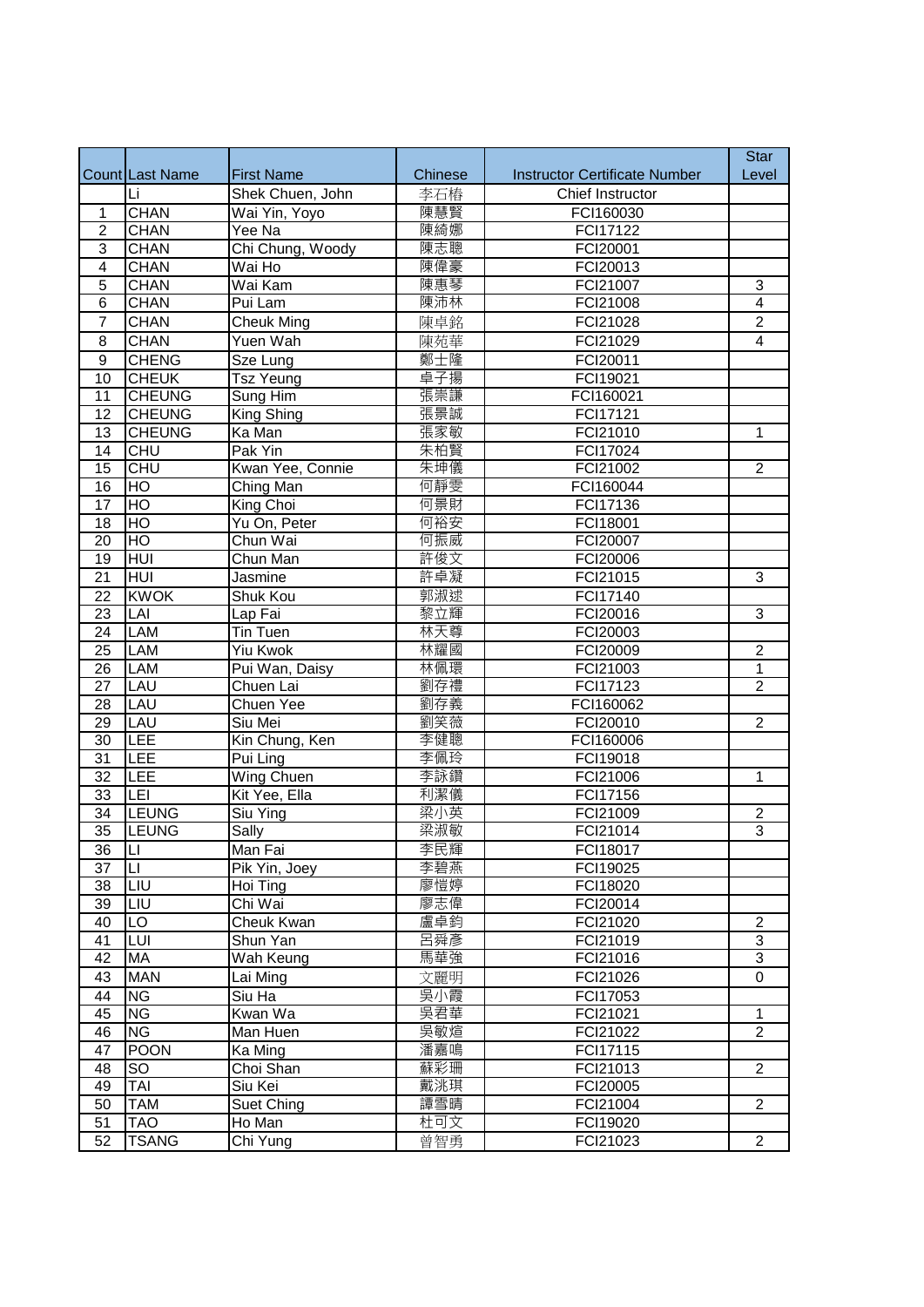| Count | Last Name | First Name | Chinese | Instructor Certificate Number | Star Level |
|---|---|---|---|---|---|
| | Li | Shek Chuen, John | 李石椿 | Chief Instructor | |
| 1 | CHAN | Wai Yin, Yoyo | 陳慧賢 | FCI160030 | |
| 2 | CHAN | Yee Na | 陳綺娜 | FCI17122 | |
| 3 | CHAN | Chi Chung, Woody | 陳志聰 | FCI20001 | |
| 4 | CHAN | Wai Ho | 陳偉豪 | FCI20013 | |
| 5 | CHAN | Wai Kam | 陳惠琴 | FCI21007 | 3 |
| 6 | CHAN | Pui Lam | 陳沛林 | FCI21008 | 4 |
| 7 | CHAN | Cheuk Ming | 陳卓銘 | FCI21028 | 2 |
| 8 | CHAN | Yuen Wah | 陳苑華 | FCI21029 | 4 |
| 9 | CHENG | Sze Lung | 鄭士隆 | FCI20011 | |
| 10 | CHEUK | Tsz Yeung | 卓子揚 | FCI19021 | |
| 11 | CHEUNG | Sung Him | 張崇謙 | FCI160021 | |
| 12 | CHEUNG | King Shing | 張景誠 | FCI17121 | |
| 13 | CHEUNG | Ka Man | 張家敏 | FCI21010 | 1 |
| 14 | CHU | Pak Yin | 朱柏賢 | FCI17024 | |
| 15 | CHU | Kwan Yee, Connie | 朱坤儀 | FCI21002 | 2 |
| 16 | HO | Ching Man | 何靜雯 | FCI160044 | |
| 17 | HO | King Choi | 何景財 | FCI17136 | |
| 18 | HO | Yu On, Peter | 何裕安 | FCI18001 | |
| 20 | HO | Chun Wai | 何振威 | FCI20007 | |
| 19 | HUI | Chun Man | 許俊文 | FCI20006 | |
| 21 | HUI | Jasmine | 許卓凝 | FCI21015 | 3 |
| 22 | KWOK | Shuk Kou | 郭淑逑 | FCI17140 | |
| 23 | LAI | Lap Fai | 黎立輝 | FCI20016 | 3 |
| 24 | LAM | Tin Tuen | 林天尊 | FCI20003 | |
| 25 | LAM | Yiu Kwok | 林耀國 | FCI20009 | 2 |
| 26 | LAM | Pui Wan, Daisy | 林佩環 | FCI21003 | 1 |
| 27 | LAU | Chuen Lai | 劉存禮 | FCI17123 | 2 |
| 28 | LAU | Chuen Yee | 劉存義 | FCI160062 | |
| 29 | LAU | Siu Mei | 劉笑薇 | FCI20010 | 2 |
| 30 | LEE | Kin Chung, Ken | 李健聰 | FCI160006 | |
| 31 | LEE | Pui Ling | 李佩玲 | FCI19018 | |
| 32 | LEE | Wing Chuen | 李詠鑽 | FCI21006 | 1 |
| 33 | LEI | Kit Yee, Ella | 利潔儀 | FCI17156 | |
| 34 | LEUNG | Siu Ying | 梁小英 | FCI21009 | 2 |
| 35 | LEUNG | Sally | 梁淑敏 | FCI21014 | 3 |
| 36 | LI | Man Fai | 李民輝 | FCI18017 | |
| 37 | LI | Pik Yin, Joey | 李碧燕 | FCI19025 | |
| 38 | LIU | Hoi Ting | 廖愷婷 | FCI18020 | |
| 39 | LIU | Chi Wai | 廖志偉 | FCI20014 | |
| 40 | LO | Cheuk Kwan | 盧卓鈞 | FCI21020 | 2 |
| 41 | LUI | Shun Yan | 呂舜彥 | FCI21019 | 3 |
| 42 | MA | Wah Keung | 馬華強 | FCI21016 | 3 |
| 43 | MAN | Lai Ming | 文麗明 | FCI21026 | 0 |
| 44 | NG | Siu Ha | 吳小霞 | FCI17053 | |
| 45 | NG | Kwan Wa | 吳君華 | FCI21021 | 1 |
| 46 | NG | Man Huen | 吳敏煊 | FCI21022 | 2 |
| 47 | POON | Ka Ming | 潘嘉鳴 | FCI17115 | |
| 48 | SO | Choi Shan | 蘇彩珊 | FCI21013 | 2 |
| 49 | TAI | Siu Kei | 戴兆琪 | FCI20005 | |
| 50 | TAM | Suet Ching | 譚雪晴 | FCI21004 | 2 |
| 51 | TAO | Ho Man | 杜可文 | FCI19020 | |
| 52 | TSANG | Chi Yung | 曾智勇 | FCI21023 | 2 |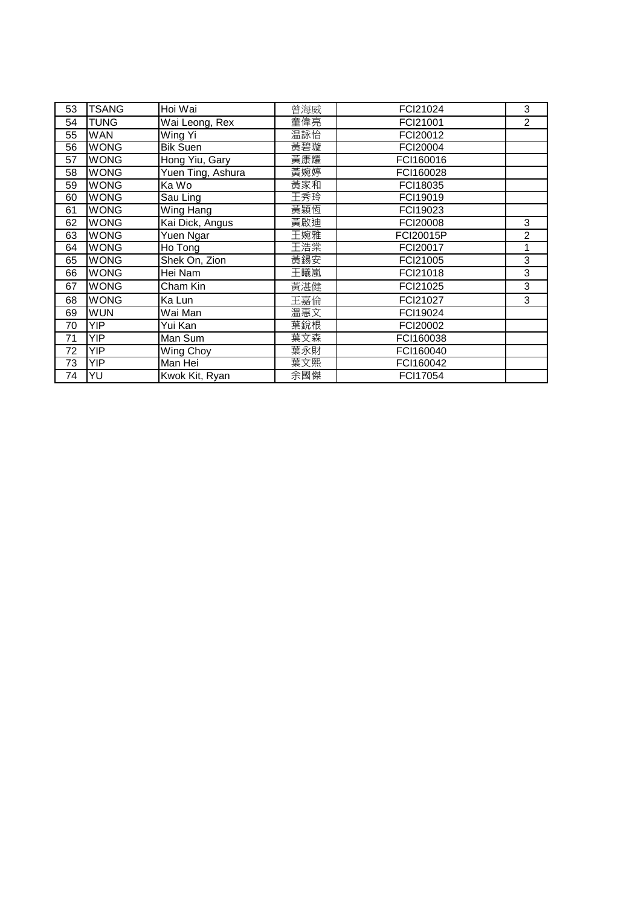| | | | | | |
|---|---|---|---|---|---|
| 53 | TSANG | Hoi Wai | 曾海威 | FCI21024 | 3 |
| 54 | TUNG | Wai Leong, Rex | 董偉亮 | FCI21001 | 2 |
| 55 | WAN | Wing Yi | 温詠怡 | FCI20012 | |
| 56 | WONG | Bik Suen | 黃碧璇 | FCI20004 | |
| 57 | WONG | Hong Yiu, Gary | 黃康耀 | FCI160016 | |
| 58 | WONG | Yuen Ting, Ashura | 黃婉婷 | FCI160028 | |
| 59 | WONG | Ka Wo | 黃家和 | FCI18035 | |
| 60 | WONG | Sau Ling | 王秀玲 | FCI19019 | |
| 61 | WONG | Wing Hang | 黃穎恆 | FCI19023 | |
| 62 | WONG | Kai Dick, Angus | 黃啟迪 | FCI20008 | 3 |
| 63 | WONG | Yuen Ngar | 王婉雅 | FCI20015P | 2 |
| 64 | WONG | Ho Tong | 王浩棠 | FCI20017 | 1 |
| 65 | WONG | Shek On, Zion | 黃錫安 | FCI21005 | 3 |
| 66 | WONG | Hei Nam | 王曦嵐 | FCI21018 | 3 |
| 67 | WONG | Cham Kin | 黃湛健 | FCI21025 | 3 |
| 68 | WONG | Ka Lun | 王嘉倫 | FCI21027 | 3 |
| 69 | WUN | Wai Man | 溫惠文 | FCI19024 | |
| 70 | YIP | Yui Kan | 葉銳根 | FCI20002 | |
| 71 | YIP | Man Sum | 葉文森 | FCI160038 | |
| 72 | YIP | Wing Choy | 葉永財 | FCI160040 | |
| 73 | YIP | Man Hei | 葉文熙 | FCI160042 | |
| 74 | YU | Kwok Kit, Ryan | 余國傑 | FCI17054 | |